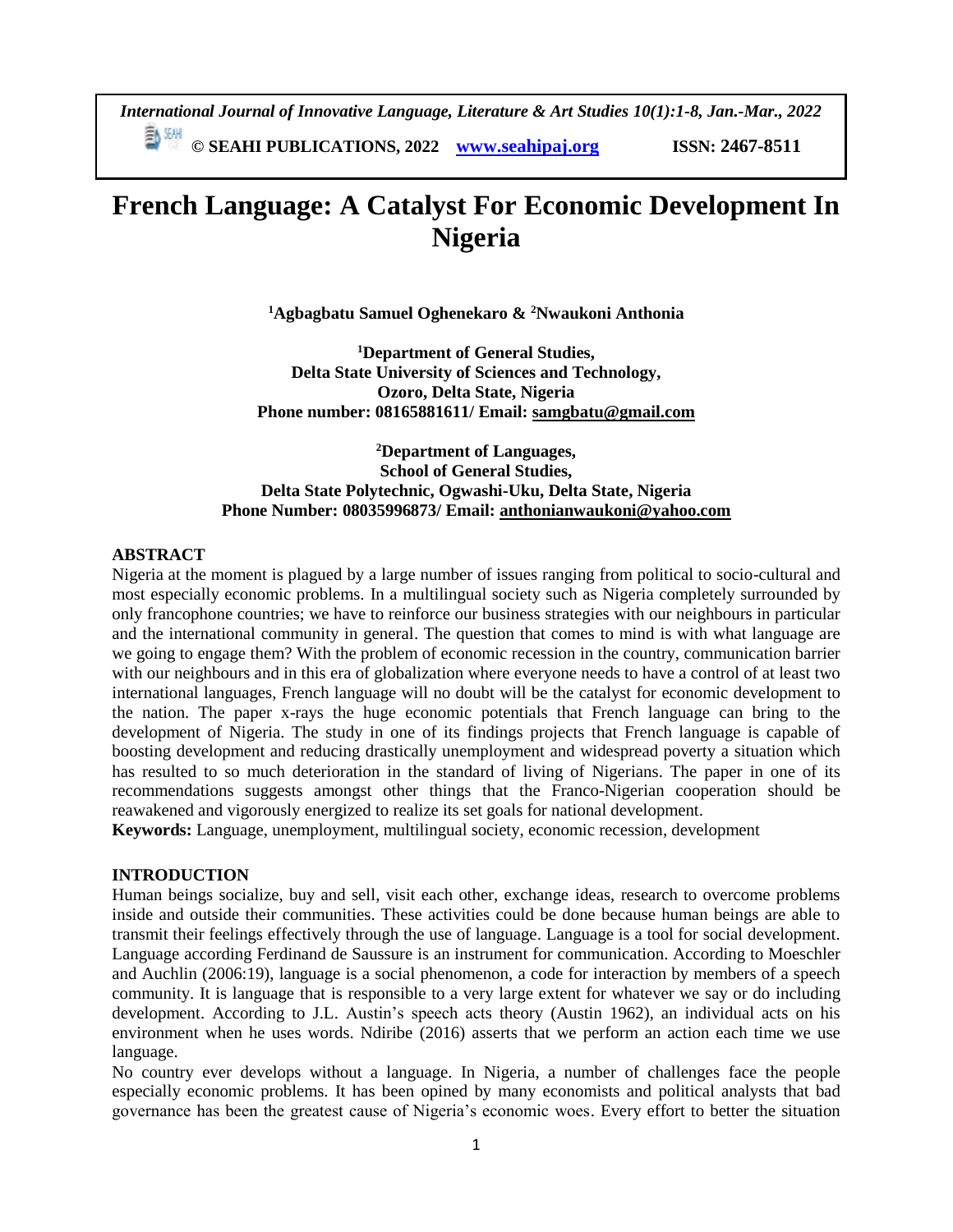# French Language: A Catalyst For Economic Development In Nigeria

**[1]Agbagbatu Samuel Oghenekaro & [2]Nwaukoni Anthonia**

**[1]Department of General Studies,**
**Delta State University of Sciences and Technology,**
**Ozoro, Delta State, Nigeria**
**Phone number: 08165881611/ Email: samgbatu@gmail.com**

**[2]Department of Languages,**
**School of General Studies,**
**Delta State Polytechnic, Ogwashi-Uku, Delta State, Nigeria**
**Phone Number: 08035996873/ Email: anthonianwaukoni@yahoo.com**

## ABSTRACT

Nigeria at the moment is plagued by a large number of issues ranging from political to socio-cultural and most especially economic problems. In a multilingual society such as Nigeria completely surrounded by only francophone countries; we have to reinforce our business strategies with our neighbours in particular and the international community in general. The question that comes to mind is with what language are we going to engage them? With the problem of economic recession in the country, communication barrier with our neighbours and in this era of globalization where everyone needs to have a control of at least two international languages, French language will no doubt will be the catalyst for economic development to the nation. The paper x-rays the huge economic potentials that French language can bring to the development of Nigeria. The study in one of its findings projects that French language is capable of boosting development and reducing drastically unemployment and widespread poverty a situation which has resulted to so much deterioration in the standard of living of Nigerians. The paper in one of its recommendations suggests amongst other things that the Franco-Nigerian cooperation should be reawakened and vigorously energized to realize its set goals for national development.

**Keywords:** Language, unemployment, multilingual society, economic recession, development

## INTRODUCTION

Human beings socialize, buy and sell, visit each other, exchange ideas, research to overcome problems inside and outside their communities. These activities could be done because human beings are able to transmit their feelings effectively through the use of language. Language is a tool for social development. Language according Ferdinand de Saussure is an instrument for communication. According to Moeschler and Auchlin (2006:19), language is a social phenomenon, a code for interaction by members of a speech community. It is language that is responsible to a very large extent for whatever we say or do including development. According to J.L. Austin's speech acts theory (Austin 1962), an individual acts on his environment when he uses words. Ndiribe (2016) asserts that we perform an action each time we use language.

No country ever develops without a language. In Nigeria, a number of challenges face the people especially economic problems. It has been opined by many economists and political analysts that bad governance has been the greatest cause of Nigeria's economic woes. Every effort to better the situation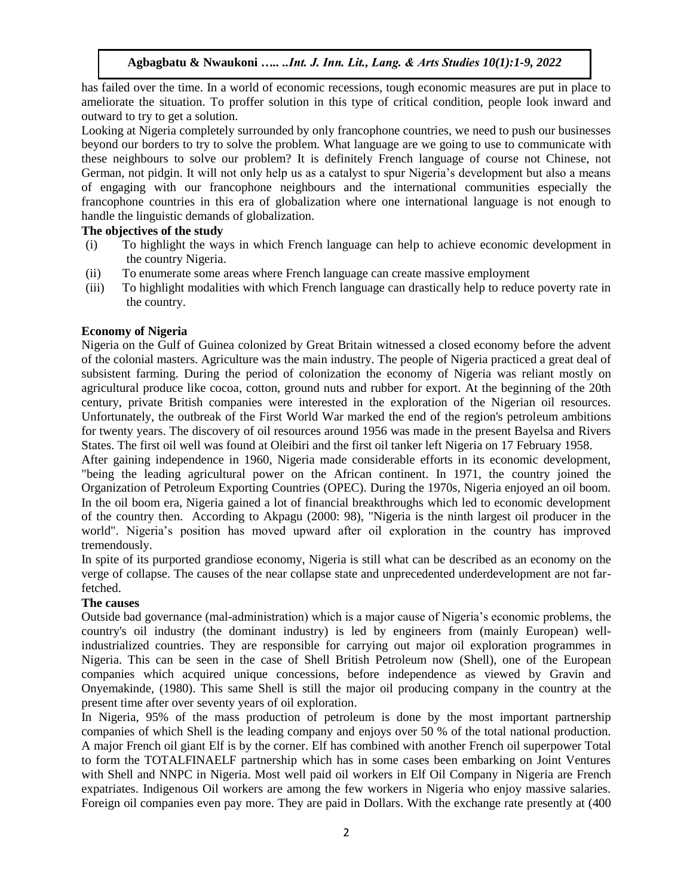has failed over the time. In a world of economic recessions, tough economic measures are put in place to ameliorate the situation. To proffer solution in this type of critical condition, people look inward and outward to try to get a solution.

Looking at Nigeria completely surrounded by only francophone countries, we need to push our businesses beyond our borders to try to solve the problem. What language are we going to use to communicate with these neighbours to solve our problem? It is definitely French language of course not Chinese, not German, not pidgin. It will not only help us as a catalyst to spur Nigeria's development but also a means of engaging with our francophone neighbours and the international communities especially the francophone countries in this era of globalization where one international language is not enough to handle the linguistic demands of globalization.

**The objectives of the study**

(i) To highlight the ways in which French language can help to achieve economic development in the country Nigeria.

(ii) To enumerate some areas where French language can create massive employment

(iii) To highlight modalities with which French language can drastically help to reduce poverty rate in the country.

**Economy of Nigeria**

Nigeria on the Gulf of Guinea colonized by Great Britain witnessed a closed economy before the advent of the colonial masters. Agriculture was the main industry. The people of Nigeria practiced a great deal of subsistent farming. During the period of colonization the economy of Nigeria was reliant mostly on agricultural produce like cocoa, cotton, ground nuts and rubber for export. At the beginning of the 20th century, private British companies were interested in the exploration of the Nigerian oil resources. Unfortunately, the outbreak of the First World War marked the end of the region's petroleum ambitions for twenty years. The discovery of oil resources around 1956 was made in the present Bayelsa and Rivers States. The first oil well was found at Oleibiri and the first oil tanker left Nigeria on 17 February 1958.

After gaining independence in 1960, Nigeria made considerable efforts in its economic development, "being the leading agricultural power on the African continent. In 1971, the country joined the Organization of Petroleum Exporting Countries (OPEC). During the 1970s, Nigeria enjoyed an oil boom. In the oil boom era, Nigeria gained a lot of financial breakthroughs which led to economic development of the country then. According to Akpagu (2000: 98), "Nigeria is the ninth largest oil producer in the world". Nigeria's position has moved upward after oil exploration in the country has improved tremendously.

In spite of its purported grandiose economy, Nigeria is still what can be described as an economy on the verge of collapse. The causes of the near collapse state and unprecedented underdevelopment are not far-fetched.

**The causes**

Outside bad governance (mal-administration) which is a major cause of Nigeria's economic problems, the country's oil industry (the dominant industry) is led by engineers from (mainly European) well-industrialized countries. They are responsible for carrying out major oil exploration programmes in Nigeria. This can be seen in the case of Shell British Petroleum now (Shell), one of the European companies which acquired unique concessions, before independence as viewed by Gravin and Onyemakinde, (1980). This same Shell is still the major oil producing company in the country at the present time after over seventy years of oil exploration.

In Nigeria, 95% of the mass production of petroleum is done by the most important partnership companies of which Shell is the leading company and enjoys over 50 % of the total national production. A major French oil giant Elf is by the corner. Elf has combined with another French oil superpower Total to form the TOTALFINAELF partnership which has in some cases been embarking on Joint Ventures with Shell and NNPC in Nigeria. Most well paid oil workers in Elf Oil Company in Nigeria are French expatriates. Indigenous Oil workers are among the few workers in Nigeria who enjoy massive salaries. Foreign oil companies even pay more. They are paid in Dollars. With the exchange rate presently at (400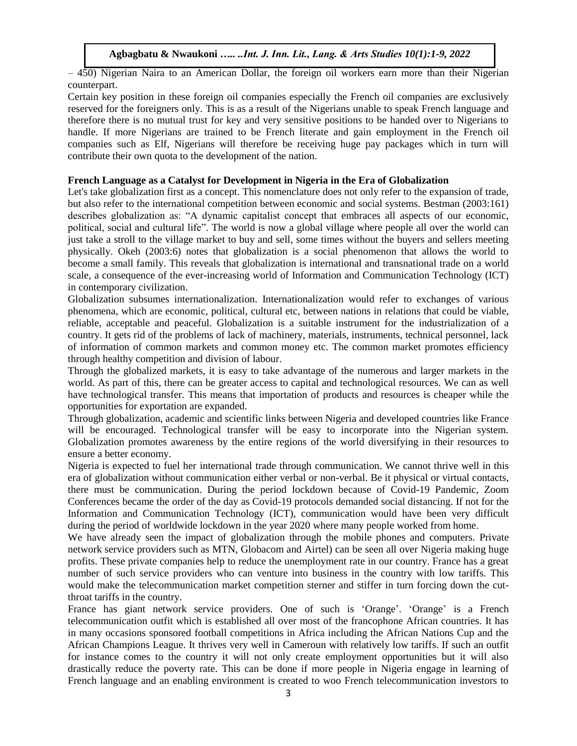– 450) Nigerian Naira to an American Dollar, the foreign oil workers earn more than their Nigerian counterpart.

Certain key position in these foreign oil companies especially the French oil companies are exclusively reserved for the foreigners only. This is as a result of the Nigerians unable to speak French language and therefore there is no mutual trust for key and very sensitive positions to be handed over to Nigerians to handle. If more Nigerians are trained to be French literate and gain employment in the French oil companies such as Elf, Nigerians will therefore be receiving huge pay packages which in turn will contribute their own quota to the development of the nation.

**French Language as a Catalyst for Development in Nigeria in the Era of Globalization**

Let's take globalization first as a concept. This nomenclature does not only refer to the expansion of trade, but also refer to the international competition between economic and social systems. Bestman (2003:161) describes globalization as: "A dynamic capitalist concept that embraces all aspects of our economic, political, social and cultural life". The world is now a global village where people all over the world can just take a stroll to the village market to buy and sell, some times without the buyers and sellers meeting physically. Okeh (2003:6) notes that globalization is a social phenomenon that allows the world to become a small family. This reveals that globalization is international and transnational trade on a world scale, a consequence of the ever-increasing world of Information and Communication Technology (ICT) in contemporary civilization.

Globalization subsumes internationalization. Internationalization would refer to exchanges of various phenomena, which are economic, political, cultural etc, between nations in relations that could be viable, reliable, acceptable and peaceful. Globalization is a suitable instrument for the industrialization of a country. It gets rid of the problems of lack of machinery, materials, instruments, technical personnel, lack of information of common markets and common money etc. The common market promotes efficiency through healthy competition and division of labour.

Through the globalized markets, it is easy to take advantage of the numerous and larger markets in the world. As part of this, there can be greater access to capital and technological resources. We can as well have technological transfer. This means that importation of products and resources is cheaper while the opportunities for exportation are expanded.

Through globalization, academic and scientific links between Nigeria and developed countries like France will be encouraged. Technological transfer will be easy to incorporate into the Nigerian system. Globalization promotes awareness by the entire regions of the world diversifying in their resources to ensure a better economy.

Nigeria is expected to fuel her international trade through communication. We cannot thrive well in this era of globalization without communication either verbal or non-verbal. Be it physical or virtual contacts, there must be communication. During the period lockdown because of Covid-19 Pandemic, Zoom Conferences became the order of the day as Covid-19 protocols demanded social distancing. If not for the Information and Communication Technology (ICT), communication would have been very difficult during the period of worldwide lockdown in the year 2020 where many people worked from home.

We have already seen the impact of globalization through the mobile phones and computers. Private network service providers such as MTN, Globacom and Airtel) can be seen all over Nigeria making huge profits. These private companies help to reduce the unemployment rate in our country. France has a great number of such service providers who can venture into business in the country with low tariffs. This would make the telecommunication market competition sterner and stiffer in turn forcing down the cut-throat tariffs in the country.

France has giant network service providers. One of such is 'Orange'. 'Orange' is a French telecommunication outfit which is established all over most of the francophone African countries. It has in many occasions sponsored football competitions in Africa including the African Nations Cup and the African Champions League. It thrives very well in Cameroun with relatively low tariffs. If such an outfit for instance comes to the country it will not only create employment opportunities but it will also drastically reduce the poverty rate. This can be done if more people in Nigeria engage in learning of French language and an enabling environment is created to woo French telecommunication investors to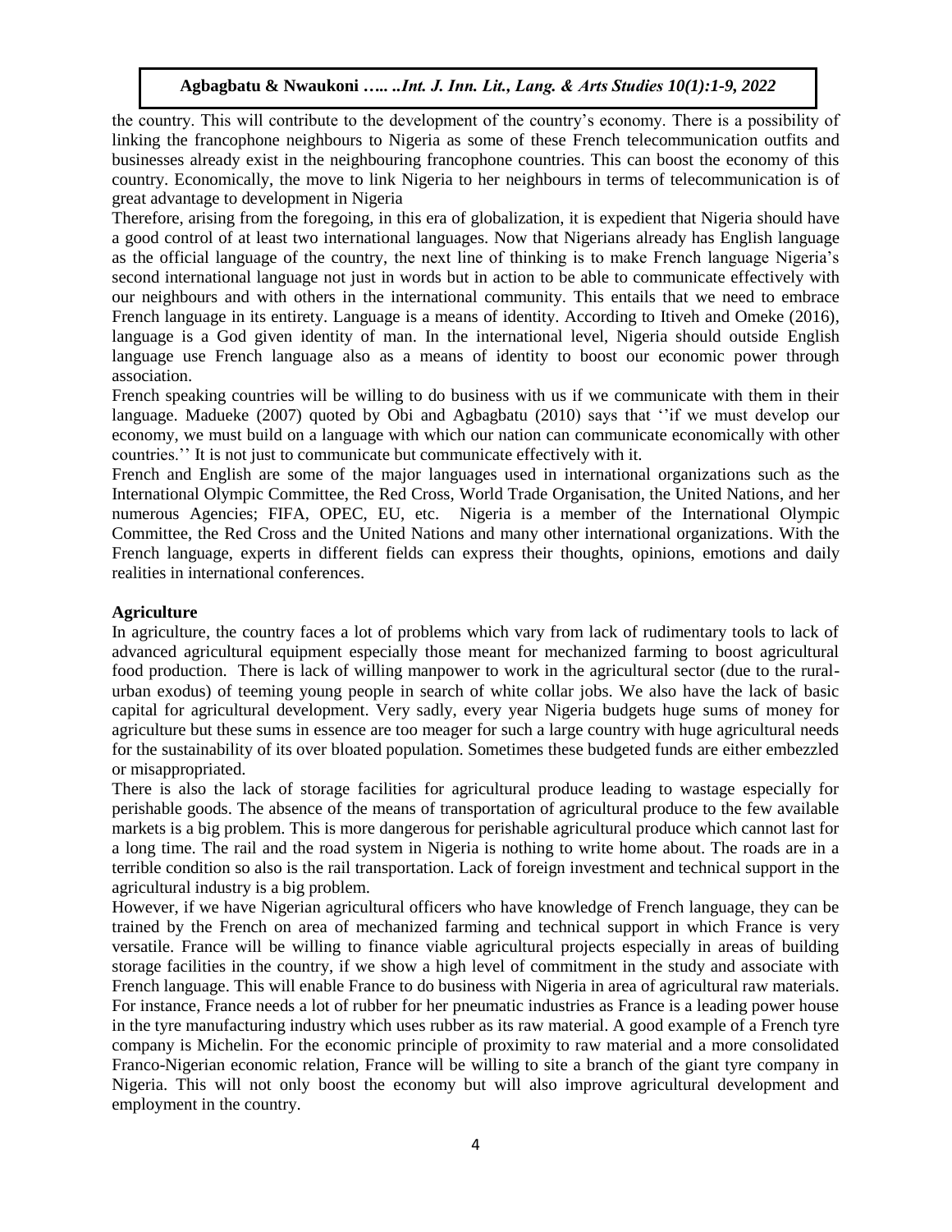the country. This will contribute to the development of the country's economy. There is a possibility of linking the francophone neighbours to Nigeria as some of these French telecommunication outfits and businesses already exist in the neighbouring francophone countries. This can boost the economy of this country. Economically, the move to link Nigeria to her neighbours in terms of telecommunication is of great advantage to development in Nigeria

Therefore, arising from the foregoing, in this era of globalization, it is expedient that Nigeria should have a good control of at least two international languages. Now that Nigerians already has English language as the official language of the country, the next line of thinking is to make French language Nigeria's second international language not just in words but in action to be able to communicate effectively with our neighbours and with others in the international community. This entails that we need to embrace French language in its entirety. Language is a means of identity. According to Itiveh and Omeke (2016), language is a God given identity of man. In the international level, Nigeria should outside English language use French language also as a means of identity to boost our economic power through association.

French speaking countries will be willing to do business with us if we communicate with them in their language. Madueke (2007) quoted by Obi and Agbagbatu (2010) says that ''if we must develop our economy, we must build on a language with which our nation can communicate economically with other countries.'' It is not just to communicate but communicate effectively with it.

French and English are some of the major languages used in international organizations such as the International Olympic Committee, the Red Cross, World Trade Organisation, the United Nations, and her numerous Agencies; FIFA, OPEC, EU, etc. Nigeria is a member of the International Olympic Committee, the Red Cross and the United Nations and many other international organizations. With the French language, experts in different fields can express their thoughts, opinions, emotions and daily realities in international conferences.

**Agriculture**

In agriculture, the country faces a lot of problems which vary from lack of rudimentary tools to lack of advanced agricultural equipment especially those meant for mechanized farming to boost agricultural food production. There is lack of willing manpower to work in the agricultural sector (due to the rural-urban exodus) of teeming young people in search of white collar jobs. We also have the lack of basic capital for agricultural development. Very sadly, every year Nigeria budgets huge sums of money for agriculture but these sums in essence are too meager for such a large country with huge agricultural needs for the sustainability of its over bloated population. Sometimes these budgeted funds are either embezzled or misappropriated.

There is also the lack of storage facilities for agricultural produce leading to wastage especially for perishable goods. The absence of the means of transportation of agricultural produce to the few available markets is a big problem. This is more dangerous for perishable agricultural produce which cannot last for a long time. The rail and the road system in Nigeria is nothing to write home about. The roads are in a terrible condition so also is the rail transportation. Lack of foreign investment and technical support in the agricultural industry is a big problem.

However, if we have Nigerian agricultural officers who have knowledge of French language, they can be trained by the French on area of mechanized farming and technical support in which France is very versatile. France will be willing to finance viable agricultural projects especially in areas of building storage facilities in the country, if we show a high level of commitment in the study and associate with French language. This will enable France to do business with Nigeria in area of agricultural raw materials. For instance, France needs a lot of rubber for her pneumatic industries as France is a leading power house in the tyre manufacturing industry which uses rubber as its raw material. A good example of a French tyre company is Michelin. For the economic principle of proximity to raw material and a more consolidated Franco-Nigerian economic relation, France will be willing to site a branch of the giant tyre company in Nigeria. This will not only boost the economy but will also improve agricultural development and employment in the country.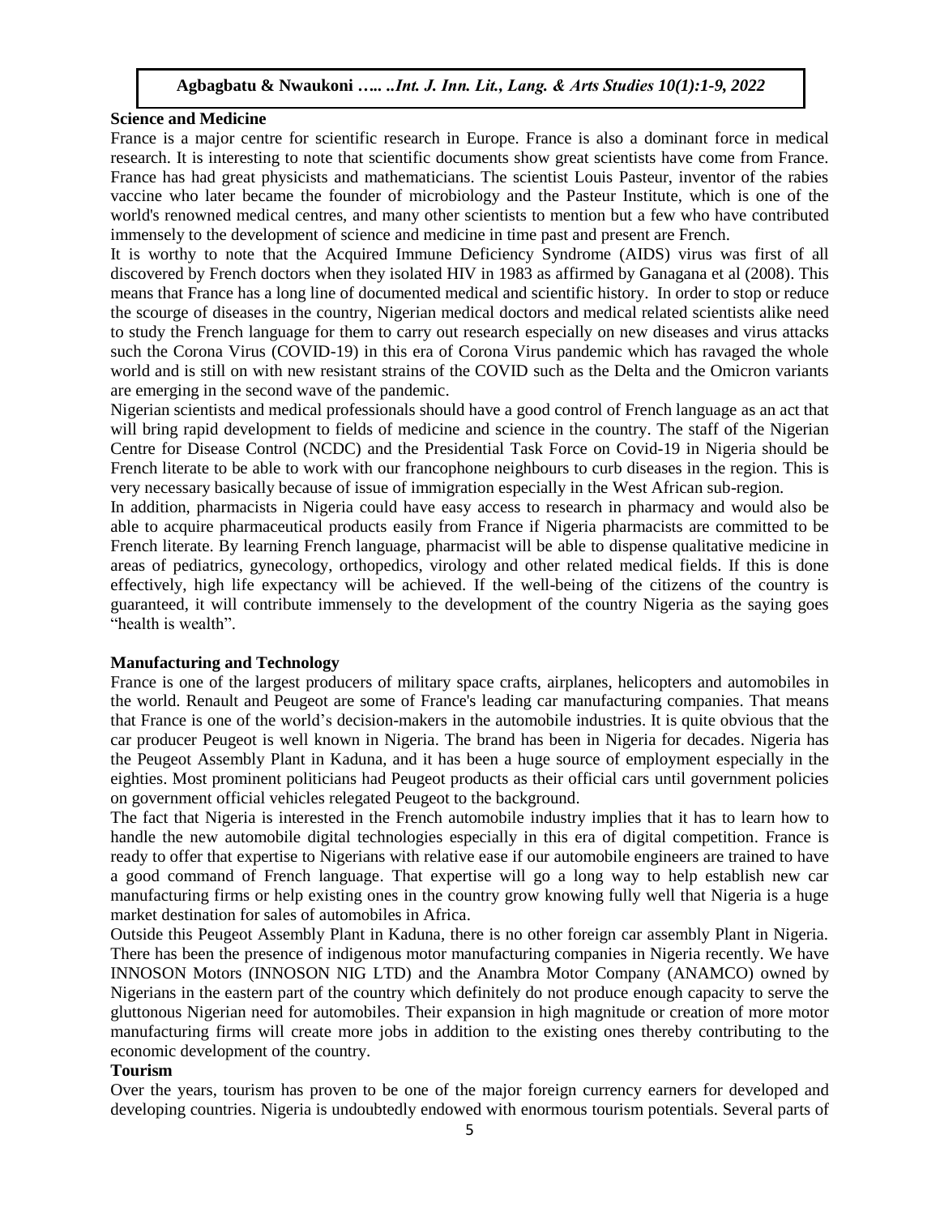**Science and Medicine**

France is a major centre for scientific research in Europe. France is also a dominant force in medical research. It is interesting to note that scientific documents show great scientists have come from France. France has had great physicists and mathematicians. The scientist Louis Pasteur, inventor of the rabies vaccine who later became the founder of microbiology and the Pasteur Institute, which is one of the world's renowned medical centres, and many other scientists to mention but a few who have contributed immensely to the development of science and medicine in time past and present are French.

It is worthy to note that the Acquired Immune Deficiency Syndrome (AIDS) virus was first of all discovered by French doctors when they isolated HIV in 1983 as affirmed by Ganagana et al (2008). This means that France has a long line of documented medical and scientific history. In order to stop or reduce the scourge of diseases in the country, Nigerian medical doctors and medical related scientists alike need to study the French language for them to carry out research especially on new diseases and virus attacks such the Corona Virus (COVID-19) in this era of Corona Virus pandemic which has ravaged the whole world and is still on with new resistant strains of the COVID such as the Delta and the Omicron variants are emerging in the second wave of the pandemic.

Nigerian scientists and medical professionals should have a good control of French language as an act that will bring rapid development to fields of medicine and science in the country. The staff of the Nigerian Centre for Disease Control (NCDC) and the Presidential Task Force on Covid-19 in Nigeria should be French literate to be able to work with our francophone neighbours to curb diseases in the region. This is very necessary basically because of issue of immigration especially in the West African sub-region.

In addition, pharmacists in Nigeria could have easy access to research in pharmacy and would also be able to acquire pharmaceutical products easily from France if Nigeria pharmacists are committed to be French literate. By learning French language, pharmacist will be able to dispense qualitative medicine in areas of pediatrics, gynecology, orthopedics, virology and other related medical fields. If this is done effectively, high life expectancy will be achieved. If the well-being of the citizens of the country is guaranteed, it will contribute immensely to the development of the country Nigeria as the saying goes "health is wealth".

**Manufacturing and Technology**

France is one of the largest producers of military space crafts, airplanes, helicopters and automobiles in the world. Renault and Peugeot are some of France's leading car manufacturing companies. That means that France is one of the world's decision-makers in the automobile industries. It is quite obvious that the car producer Peugeot is well known in Nigeria. The brand has been in Nigeria for decades. Nigeria has the Peugeot Assembly Plant in Kaduna, and it has been a huge source of employment especially in the eighties. Most prominent politicians had Peugeot products as their official cars until government policies on government official vehicles relegated Peugeot to the background.

The fact that Nigeria is interested in the French automobile industry implies that it has to learn how to handle the new automobile digital technologies especially in this era of digital competition. France is ready to offer that expertise to Nigerians with relative ease if our automobile engineers are trained to have a good command of French language. That expertise will go a long way to help establish new car manufacturing firms or help existing ones in the country grow knowing fully well that Nigeria is a huge market destination for sales of automobiles in Africa.

Outside this Peugeot Assembly Plant in Kaduna, there is no other foreign car assembly Plant in Nigeria. There has been the presence of indigenous motor manufacturing companies in Nigeria recently. We have INNOSON Motors (INNOSON NIG LTD) and the Anambra Motor Company (ANAMCO) owned by Nigerians in the eastern part of the country which definitely do not produce enough capacity to serve the gluttonous Nigerian need for automobiles. Their expansion in high magnitude or creation of more motor manufacturing firms will create more jobs in addition to the existing ones thereby contributing to the economic development of the country.

**Tourism**

Over the years, tourism has proven to be one of the major foreign currency earners for developed and developing countries. Nigeria is undoubtedly endowed with enormous tourism potentials. Several parts of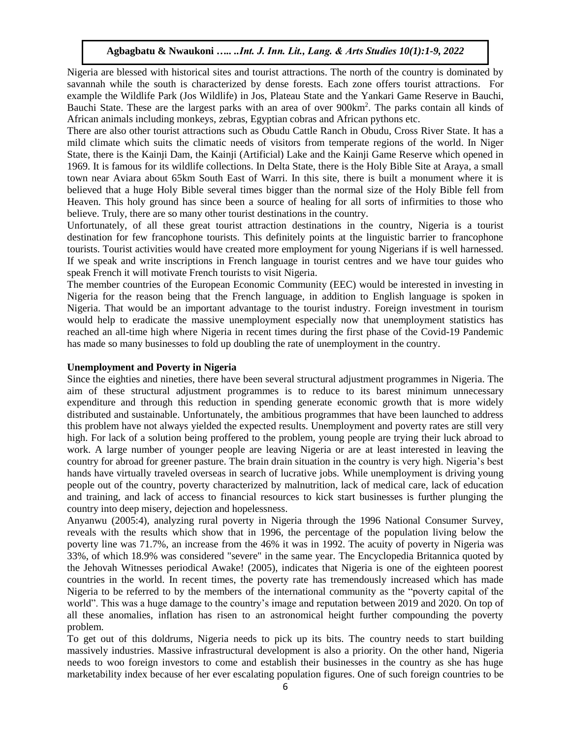Nigeria are blessed with historical sites and tourist attractions. The north of the country is dominated by savannah while the south is characterized by dense forests. Each zone offers tourist attractions. For example the Wildlife Park (Jos Wildlife) in Jos, Plateau State and the Yankari Game Reserve in Bauchi, Bauchi State. These are the largest parks with an area of over 900km$^2$. The parks contain all kinds of African animals including monkeys, zebras, Egyptian cobras and African pythons etc.

There are also other tourist attractions such as Obudu Cattle Ranch in Obudu, Cross River State. It has a mild climate which suits the climatic needs of visitors from temperate regions of the world. In Niger State, there is the Kainji Dam, the Kainji (Artificial) Lake and the Kainji Game Reserve which opened in 1969. It is famous for its wildlife collections. In Delta State, there is the Holy Bible Site at Araya, a small town near Aviara about 65km South East of Warri. In this site, there is built a monument where it is believed that a huge Holy Bible several times bigger than the normal size of the Holy Bible fell from Heaven. This holy ground has since been a source of healing for all sorts of infirmities to those who believe. Truly, there are so many other tourist destinations in the country.

Unfortunately, of all these great tourist attraction destinations in the country, Nigeria is a tourist destination for few francophone tourists. This definitely points at the linguistic barrier to francophone tourists. Tourist activities would have created more employment for young Nigerians if is well harnessed. If we speak and write inscriptions in French language in tourist centres and we have tour guides who speak French it will motivate French tourists to visit Nigeria.

The member countries of the European Economic Community (EEC) would be interested in investing in Nigeria for the reason being that the French language, in addition to English language is spoken in Nigeria. That would be an important advantage to the tourist industry. Foreign investment in tourism would help to eradicate the massive unemployment especially now that unemployment statistics has reached an all-time high where Nigeria in recent times during the first phase of the Covid-19 Pandemic has made so many businesses to fold up doubling the rate of unemployment in the country.

**Unemployment and Poverty in Nigeria**

Since the eighties and nineties, there have been several structural adjustment programmes in Nigeria. The aim of these structural adjustment programmes is to reduce to its barest minimum unnecessary expenditure and through this reduction in spending generate economic growth that is more widely distributed and sustainable. Unfortunately, the ambitious programmes that have been launched to address this problem have not always yielded the expected results. Unemployment and poverty rates are still very high. For lack of a solution being proffered to the problem, young people are trying their luck abroad to work. A large number of younger people are leaving Nigeria or are at least interested in leaving the country for abroad for greener pasture. The brain drain situation in the country is very high. Nigeria's best hands have virtually traveled overseas in search of lucrative jobs. While unemployment is driving young people out of the country, poverty characterized by malnutrition, lack of medical care, lack of education and training, and lack of access to financial resources to kick start businesses is further plunging the country into deep misery, dejection and hopelessness.

Anyanwu (2005:4), analyzing rural poverty in Nigeria through the 1996 National Consumer Survey, reveals with the results which show that in 1996, the percentage of the population living below the poverty line was 71.7%, an increase from the 46% it was in 1992. The acuity of poverty in Nigeria was 33%, of which 18.9% was considered "severe" in the same year. The Encyclopedia Britannica quoted by the Jehovah Witnesses periodical Awake! (2005), indicates that Nigeria is one of the eighteen poorest countries in the world. In recent times, the poverty rate has tremendously increased which has made Nigeria to be referred to by the members of the international community as the "poverty capital of the world". This was a huge damage to the country's image and reputation between 2019 and 2020. On top of all these anomalies, inflation has risen to an astronomical height further compounding the poverty problem.

To get out of this doldrums, Nigeria needs to pick up its bits. The country needs to start building massively industries. Massive infrastructural development is also a priority. On the other hand, Nigeria needs to woo foreign investors to come and establish their businesses in the country as she has huge marketability index because of her ever escalating population figures. One of such foreign countries to be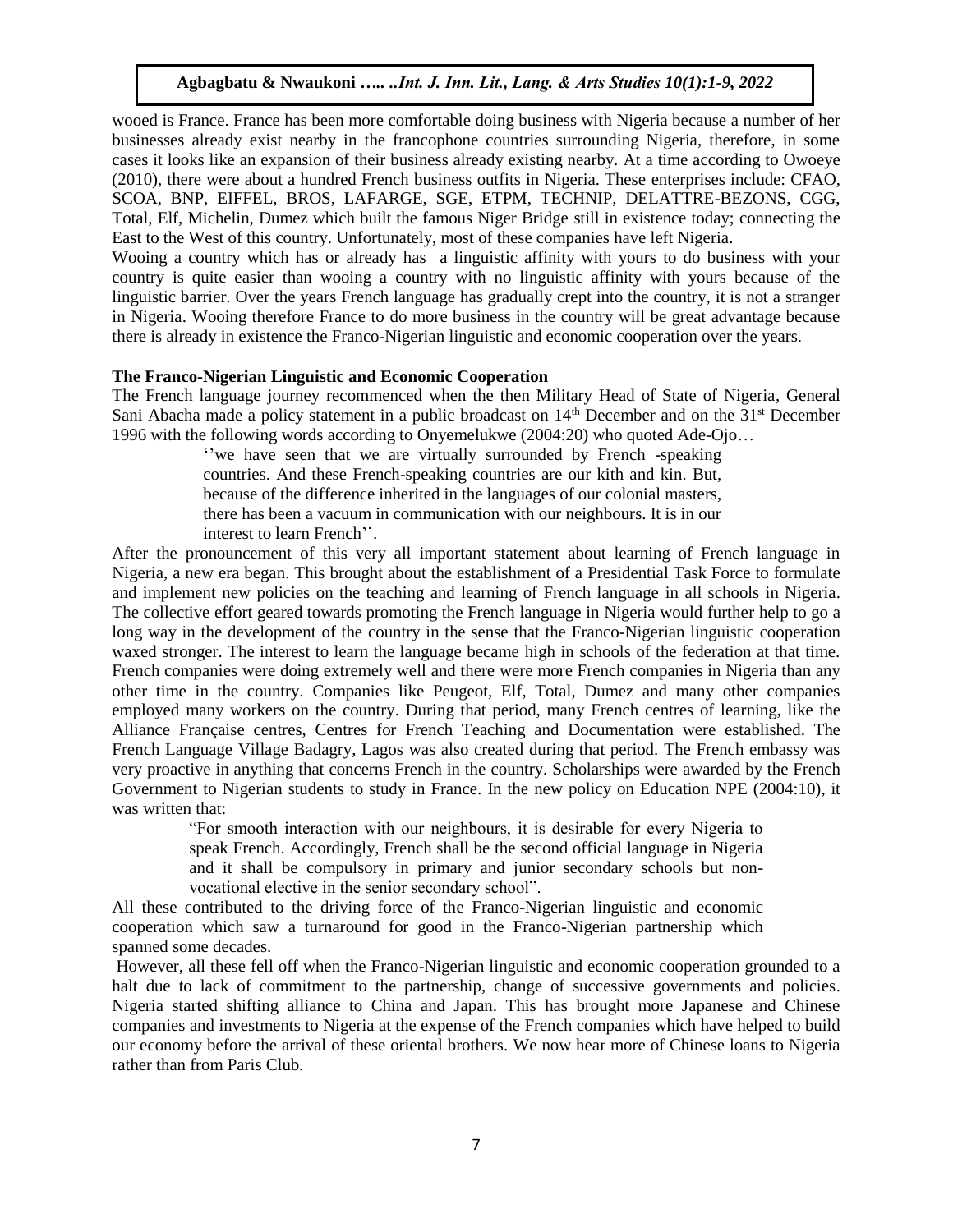wooed is France. France has been more comfortable doing business with Nigeria because a number of her businesses already exist nearby in the francophone countries surrounding Nigeria, therefore, in some cases it looks like an expansion of their business already existing nearby. At a time according to Owoeye (2010), there were about a hundred French business outfits in Nigeria. These enterprises include: CFAO, SCOA, BNP, EIFFEL, BROS, LAFARGE, SGE, ETPM, TECHNIP, DELATTRE-BEZONS, CGG, Total, Elf, Michelin, Dumez which built the famous Niger Bridge still in existence today; connecting the East to the West of this country. Unfortunately, most of these companies have left Nigeria.

Wooing a country which has or already has a linguistic affinity with yours to do business with your country is quite easier than wooing a country with no linguistic affinity with yours because of the linguistic barrier. Over the years French language has gradually crept into the country, it is not a stranger in Nigeria. Wooing therefore France to do more business in the country will be great advantage because there is already in existence the Franco-Nigerian linguistic and economic cooperation over the years.

**The Franco-Nigerian Linguistic and Economic Cooperation**

The French language journey recommenced when the then Military Head of State of Nigeria, General Sani Abacha made a policy statement in a public broadcast on 14th December and on the 31st December 1996 with the following words according to Onyemelukwe (2004:20) who quoted Ade-Ojo…

> ''we have seen that we are virtually surrounded by French -speaking countries. And these French-speaking countries are our kith and kin. But, because of the difference inherited in the languages of our colonial masters, there has been a vacuum in communication with our neighbours. It is in our interest to learn French''.

After the pronouncement of this very all important statement about learning of French language in Nigeria, a new era began. This brought about the establishment of a Presidential Task Force to formulate and implement new policies on the teaching and learning of French language in all schools in Nigeria. The collective effort geared towards promoting the French language in Nigeria would further help to go a long way in the development of the country in the sense that the Franco-Nigerian linguistic cooperation waxed stronger. The interest to learn the language became high in schools of the federation at that time. French companies were doing extremely well and there were more French companies in Nigeria than any other time in the country. Companies like Peugeot, Elf, Total, Dumez and many other companies employed many workers on the country. During that period, many French centres of learning, like the Alliance Française centres, Centres for French Teaching and Documentation were established. The French Language Village Badagry, Lagos was also created during that period. The French embassy was very proactive in anything that concerns French in the country. Scholarships were awarded by the French Government to Nigerian students to study in France. In the new policy on Education NPE (2004:10), it was written that:

> "For smooth interaction with our neighbours, it is desirable for every Nigeria to speak French. Accordingly, French shall be the second official language in Nigeria and it shall be compulsory in primary and junior secondary schools but non-vocational elective in the senior secondary school".

All these contributed to the driving force of the Franco-Nigerian linguistic and economic cooperation which saw a turnaround for good in the Franco-Nigerian partnership which spanned some decades.

However, all these fell off when the Franco-Nigerian linguistic and economic cooperation grounded to a halt due to lack of commitment to the partnership, change of successive governments and policies. Nigeria started shifting alliance to China and Japan. This has brought more Japanese and Chinese companies and investments to Nigeria at the expense of the French companies which have helped to build our economy before the arrival of these oriental brothers. We now hear more of Chinese loans to Nigeria rather than from Paris Club.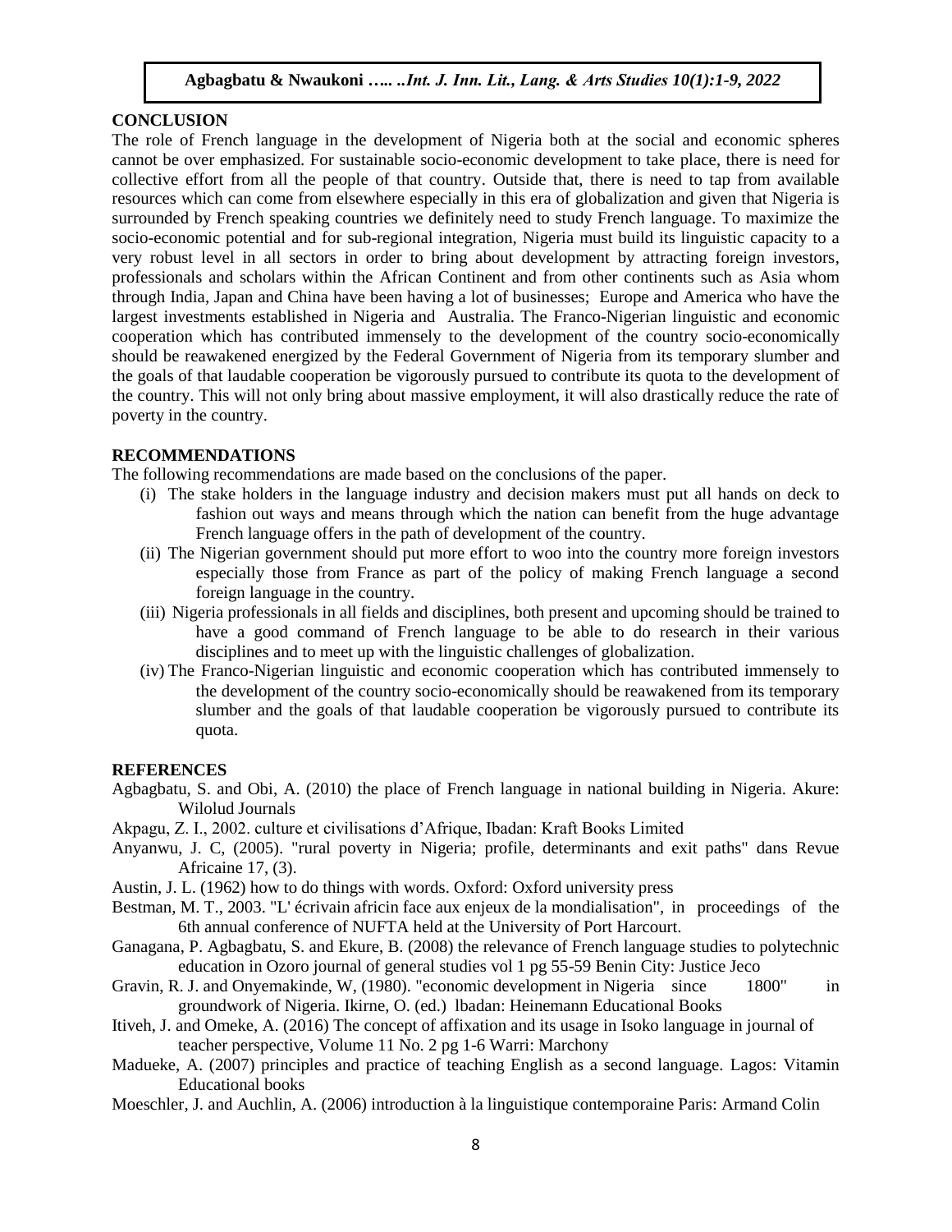## CONCLUSION

The role of French language in the development of Nigeria both at the social and economic spheres cannot be over emphasized. For sustainable socio-economic development to take place, there is need for collective effort from all the people of that country. Outside that, there is need to tap from available resources which can come from elsewhere especially in this era of globalization and given that Nigeria is surrounded by French speaking countries we definitely need to study French language. To maximize the socio-economic potential and for sub-regional integration, Nigeria must build its linguistic capacity to a very robust level in all sectors in order to bring about development by attracting foreign investors, professionals and scholars within the African Continent and from other continents such as Asia whom through India, Japan and China have been having a lot of businesses; Europe and America who have the largest investments established in Nigeria and Australia. The Franco-Nigerian linguistic and economic cooperation which has contributed immensely to the development of the country socio-economically should be reawakened energized by the Federal Government of Nigeria from its temporary slumber and the goals of that laudable cooperation be vigorously pursued to contribute its quota to the development of the country. This will not only bring about massive employment, it will also drastically reduce the rate of poverty in the country.

## RECOMMENDATIONS

The following recommendations are made based on the conclusions of the paper.

(i) The stake holders in the language industry and decision makers must put all hands on deck to fashion out ways and means through which the nation can benefit from the huge advantage French language offers in the path of development of the country.

(ii) The Nigerian government should put more effort to woo into the country more foreign investors especially those from France as part of the policy of making French language a second foreign language in the country.

(iii) Nigeria professionals in all fields and disciplines, both present and upcoming should be trained to have a good command of French language to be able to do research in their various disciplines and to meet up with the linguistic challenges of globalization.

(iv) The Franco-Nigerian linguistic and economic cooperation which has contributed immensely to the development of the country socio-economically should be reawakened from its temporary slumber and the goals of that laudable cooperation be vigorously pursued to contribute its quota.

## REFERENCES

Agbagbatu, S. and Obi, A. (2010) the place of French language in national building in Nigeria. Akure: Wilolud Journals

Akpagu, Z. I., 2002. culture et civilisations d'Afrique, Ibadan: Kraft Books Limited

Anyanwu, J. C, (2005). "rural poverty in Nigeria; profile, determinants and exit paths" dans Revue Africaine 17, (3).

Austin, J. L. (1962) how to do things with words. Oxford: Oxford university press

Bestman, M. T., 2003. "L' écrivain africin face aux enjeux de la mondialisation", in proceedings of the 6th annual conference of NUFTA held at the University of Port Harcourt.

Ganagana, P. Agbagbatu, S. and Ekure, B. (2008) the relevance of French language studies to polytechnic education in Ozoro journal of general studies vol 1 pg 55-59 Benin City: Justice Jeco

Gravin, R. J. and Onyemakinde, W, (1980). "economic development in Nigeria since 1800" in groundwork of Nigeria. Ikirne, O. (ed.) lbadan: Heinemann Educational Books

Itiveh, J. and Omeke, A. (2016) The concept of affixation and its usage in Isoko language in journal of teacher perspective, Volume 11 No. 2 pg 1-6 Warri: Marchony

Madueke, A. (2007) principles and practice of teaching English as a second language. Lagos: Vitamin Educational books

Moeschler, J. and Auchlin, A. (2006) introduction à la linguistique contemporaine Paris: Armand Colin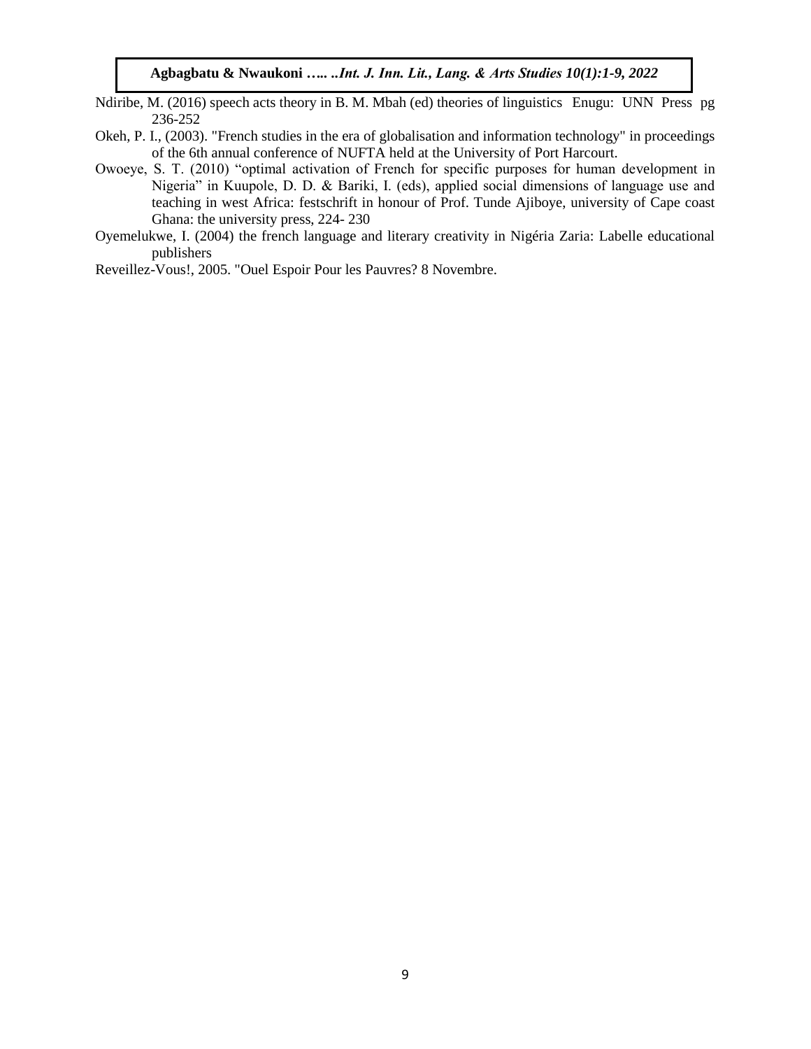Ndiribe, M. (2016) speech acts theory in B. M. Mbah (ed) theories of linguistics Enugu: UNN Press pg 236-252

Okeh, P. I., (2003). "French studies in the era of globalisation and information technology" in proceedings of the 6th annual conference of NUFTA held at the University of Port Harcourt.

Owoeye, S. T. (2010) "optimal activation of French for specific purposes for human development in Nigeria" in Kuupole, D. D. & Bariki, I. (eds), applied social dimensions of language use and teaching in west Africa: festschrift in honour of Prof. Tunde Ajiboye, university of Cape coast Ghana: the university press, 224- 230

Oyemelukwe, I. (2004) the french language and literary creativity in Nigéria Zaria: Labelle educational publishers

Reveillez-Vous!, 2005. "Ouel Espoir Pour les Pauvres? 8 Novembre.